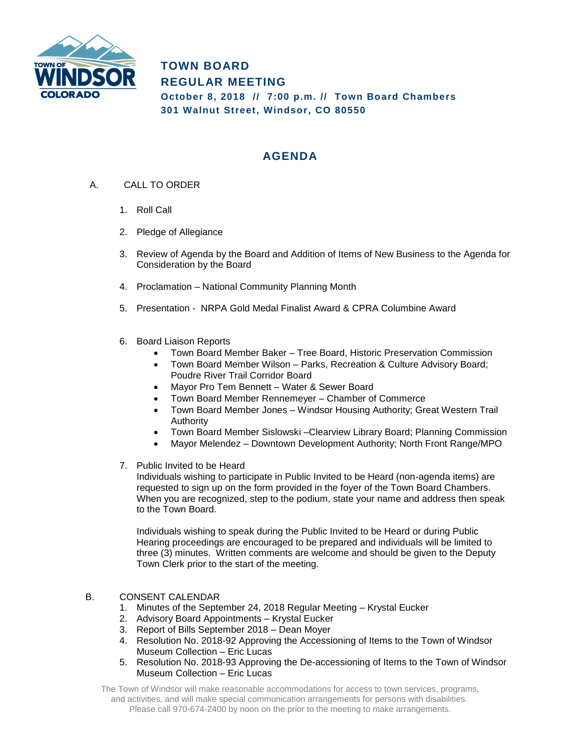# TOWN BOARD
# REGULAR MEETING

**October 8, 2018 // 7:00 p.m. // Town Board Chambers**
**301 Walnut Street, Windsor, CO 80550**

## AGENDA

A. CALL TO ORDER

1. Roll Call

2. Pledge of Allegiance

3. Review of Agenda by the Board and Addition of Items of New Business to the Agenda for Consideration by the Board

4. Proclamation – National Community Planning Month

5. Presentation - NRPA Gold Medal Finalist Award & CPRA Columbine Award

6. Board Liaison Reports
   - Town Board Member Baker – Tree Board, Historic Preservation Commission
   - Town Board Member Wilson – Parks, Recreation & Culture Advisory Board; Poudre River Trail Corridor Board
   - Mayor Pro Tem Bennett – Water & Sewer Board
   - Town Board Member Rennemeyer – Chamber of Commerce
   - Town Board Member Jones – Windsor Housing Authority; Great Western Trail Authority
   - Town Board Member Sislowski –Clearview Library Board; Planning Commission
   - Mayor Melendez – Downtown Development Authority; North Front Range/MPO

7. Public Invited to be Heard
   Individuals wishing to participate in Public Invited to be Heard (non-agenda items) are requested to sign up on the form provided in the foyer of the Town Board Chambers. When you are recognized, step to the podium, state your name and address then speak to the Town Board.

   Individuals wishing to speak during the Public Invited to be Heard or during Public Hearing proceedings are encouraged to be prepared and individuals will be limited to three (3) minutes. Written comments are welcome and should be given to the Deputy Town Clerk prior to the start of the meeting.

B. CONSENT CALENDAR

1. Minutes of the September 24, 2018 Regular Meeting – Krystal Eucker
2. Advisory Board Appointments – Krystal Eucker
3. Report of Bills September 2018 – Dean Moyer
4. Resolution No. 2018-92 Approving the Accessioning of Items to the Town of Windsor Museum Collection – Eric Lucas
5. Resolution No. 2018-93 Approving the De-accessioning of Items to the Town of Windsor Museum Collection – Eric Lucas

The Town of Windsor will make reasonable accommodations for access to town services, programs, and activities, and will make special communication arrangements for persons with disabilities. Please call 970-674-2400 by noon on the prior to the meeting to make arrangements.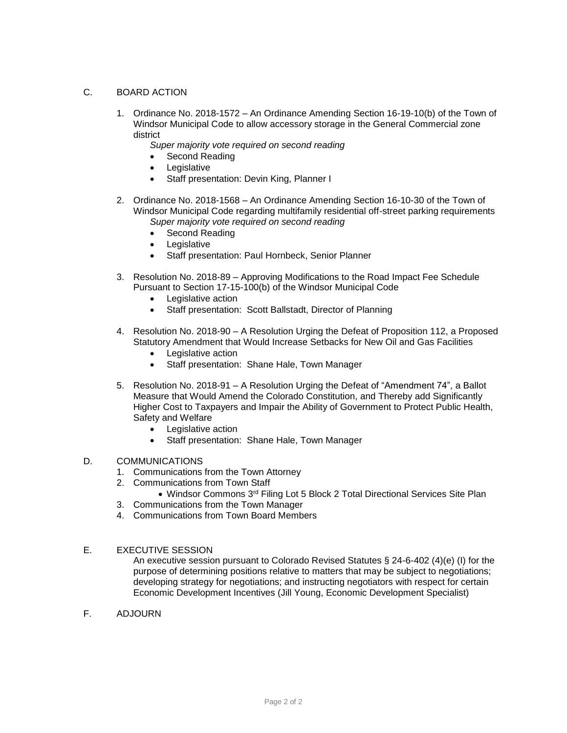## C. BOARD ACTION

1. Ordinance No. 2018-1572 – An Ordinance Amending Section 16-19-10(b) of the Town of Windsor Municipal Code to allow accessory storage in the General Commercial zone district
   *Super majority vote required on second reading*
   - Second Reading
   - Legislative
   - Staff presentation: Devin King, Planner I

2. Ordinance No. 2018-1568 – An Ordinance Amending Section 16-10-30 of the Town of Windsor Municipal Code regarding multifamily residential off-street parking requirements
   *Super majority vote required on second reading*
   - Second Reading
   - Legislative
   - Staff presentation: Paul Hornbeck, Senior Planner

3. Resolution No. 2018-89 – Approving Modifications to the Road Impact Fee Schedule Pursuant to Section 17-15-100(b) of the Windsor Municipal Code
   - Legislative action
   - Staff presentation: Scott Ballstadt, Director of Planning

4. Resolution No. 2018-90 – A Resolution Urging the Defeat of Proposition 112, a Proposed Statutory Amendment that Would Increase Setbacks for New Oil and Gas Facilities
   - Legislative action
   - Staff presentation: Shane Hale, Town Manager

5. Resolution No. 2018-91 – A Resolution Urging the Defeat of "Amendment 74", a Ballot Measure that Would Amend the Colorado Constitution, and Thereby add Significantly Higher Cost to Taxpayers and Impair the Ability of Government to Protect Public Health, Safety and Welfare
   - Legislative action
   - Staff presentation: Shane Hale, Town Manager

## D. COMMUNICATIONS

1. Communications from the Town Attorney
2. Communications from Town Staff
   - Windsor Commons 3rd Filing Lot 5 Block 2 Total Directional Services Site Plan
3. Communications from the Town Manager
4. Communications from Town Board Members

## E. EXECUTIVE SESSION

An executive session pursuant to Colorado Revised Statutes § 24-6-402 (4)(e) (I) for the purpose of determining positions relative to matters that may be subject to negotiations; developing strategy for negotiations; and instructing negotiators with respect for certain Economic Development Incentives (Jill Young, Economic Development Specialist)

## F. ADJOURN